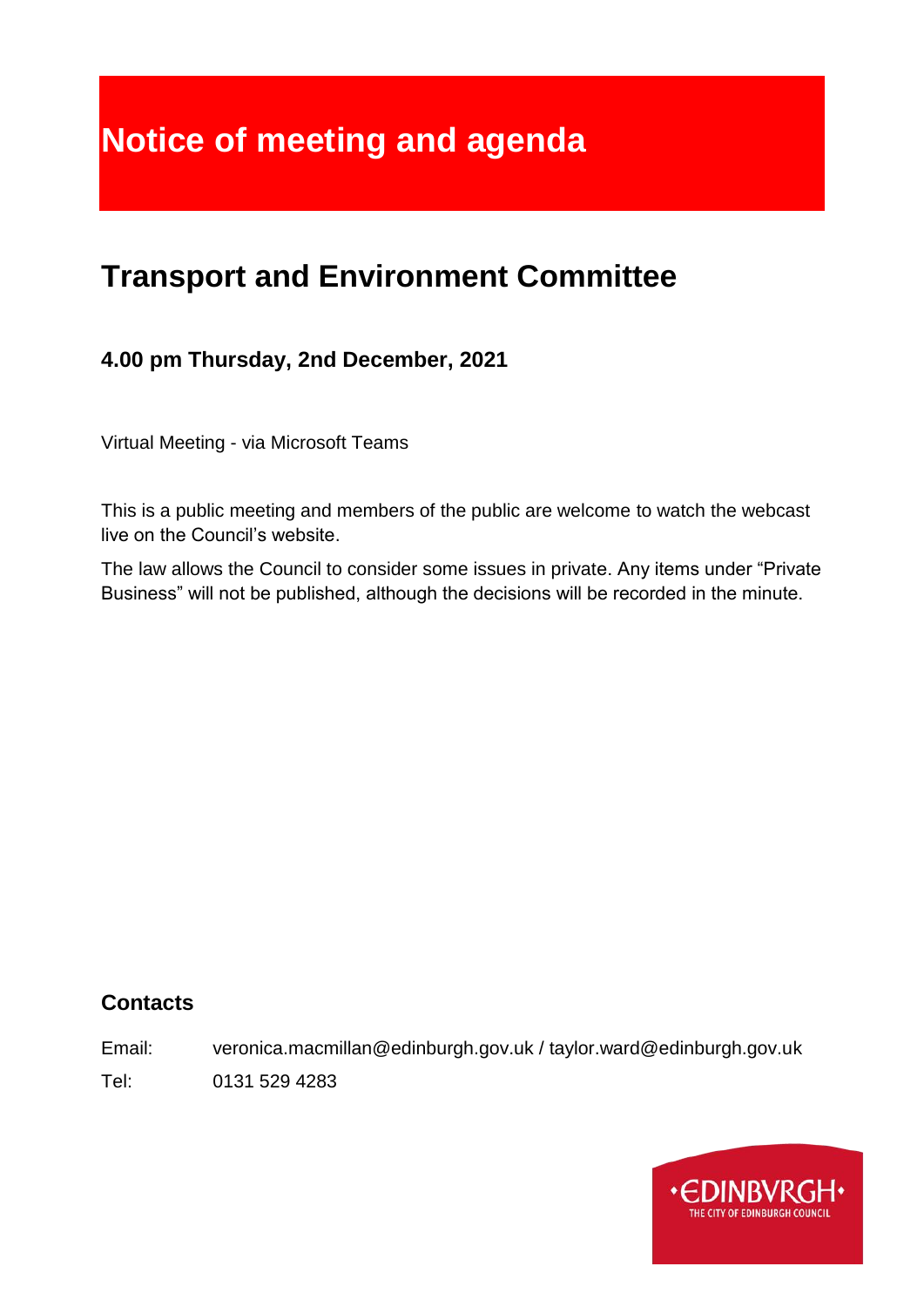# Notice of meeting and agenda

## Transport and Environment Committee

### 4.00 pm Thursday, 2nd December, 2021

Virtual Meeting - via Microsoft Teams

This is a public meeting and members of the public are welcome to watch the webcast live on the Council's website.

The law allows the Council to consider some issues in private. Any items under "Private Business" will not be published, although the decisions will be recorded in the minute.

### Contacts

Email: veronica.macmillan@edinburgh.gov.uk / taylor.ward@edinburgh.gov.uk

Tel: 0131 529 4283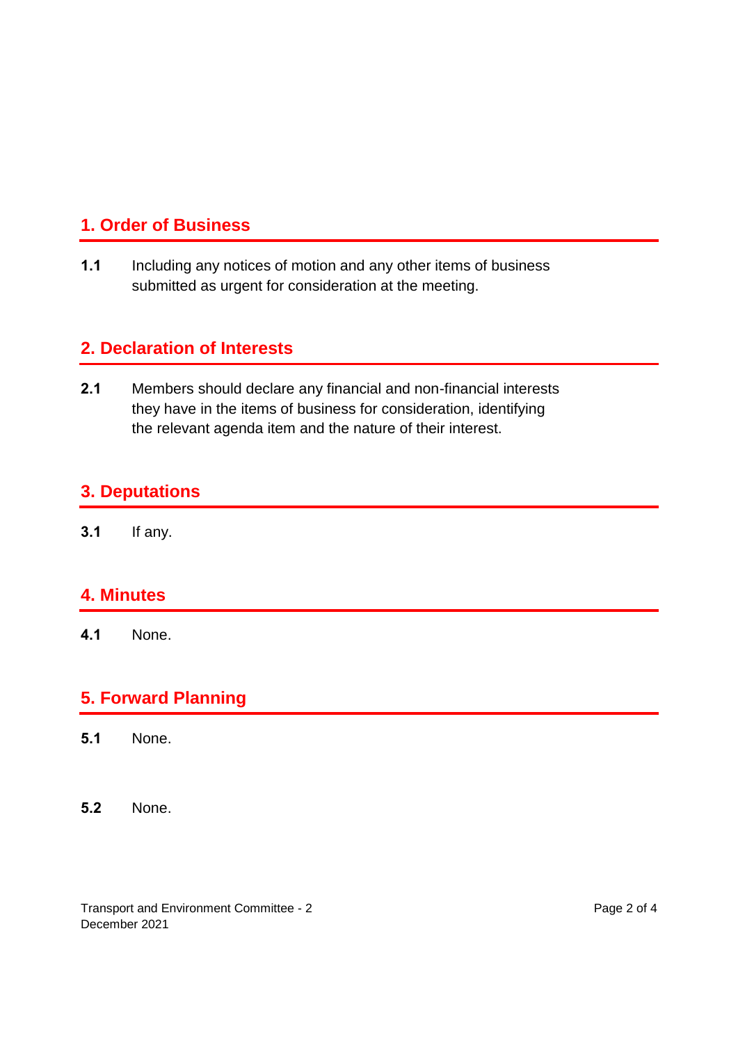## 1. Order of Business

**1.1** Including any notices of motion and any other items of business submitted as urgent for consideration at the meeting.

## 2. Declaration of Interests

**2.1** Members should declare any financial and non-financial interests they have in the items of business for consideration, identifying the relevant agenda item and the nature of their interest.

## 3. Deputations

**3.1** If any.

## 4. Minutes

**4.1** None.

## 5. Forward Planning

**5.1** None.

**5.2** None.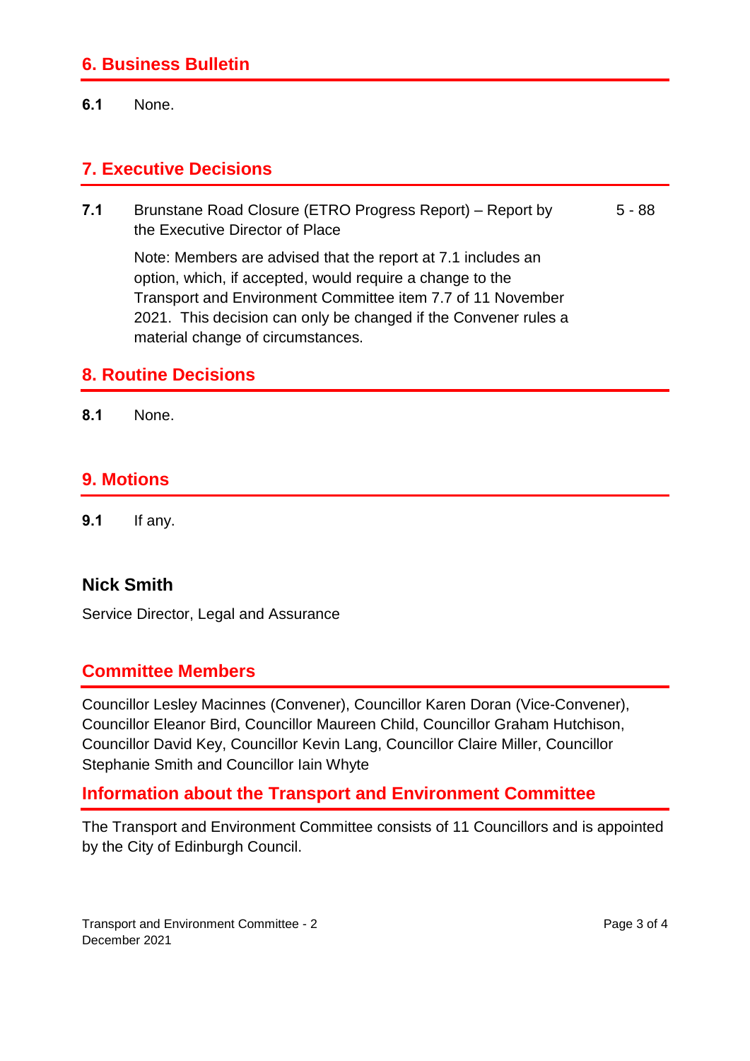## 6. Business Bulletin

**6.1** None.

## 7. Executive Decisions

**7.1** Brunstane Road Closure (ETRO Progress Report) – Report by the Executive Director of Place — 5 - 88

Note: Members are advised that the report at 7.1 includes an option, which, if accepted, would require a change to the Transport and Environment Committee item 7.7 of 11 November 2021. This decision can only be changed if the Convener rules a material change of circumstances.

## 8. Routine Decisions

**8.1** None.

## 9. Motions

**9.1** If any.

### Nick Smith

Service Director, Legal and Assurance

## Committee Members

Councillor Lesley Macinnes (Convener), Councillor Karen Doran (Vice-Convener), Councillor Eleanor Bird, Councillor Maureen Child, Councillor Graham Hutchison, Councillor David Key, Councillor Kevin Lang, Councillor Claire Miller, Councillor Stephanie Smith and Councillor Iain Whyte

## Information about the Transport and Environment Committee

The Transport and Environment Committee consists of 11 Councillors and is appointed by the City of Edinburgh Council.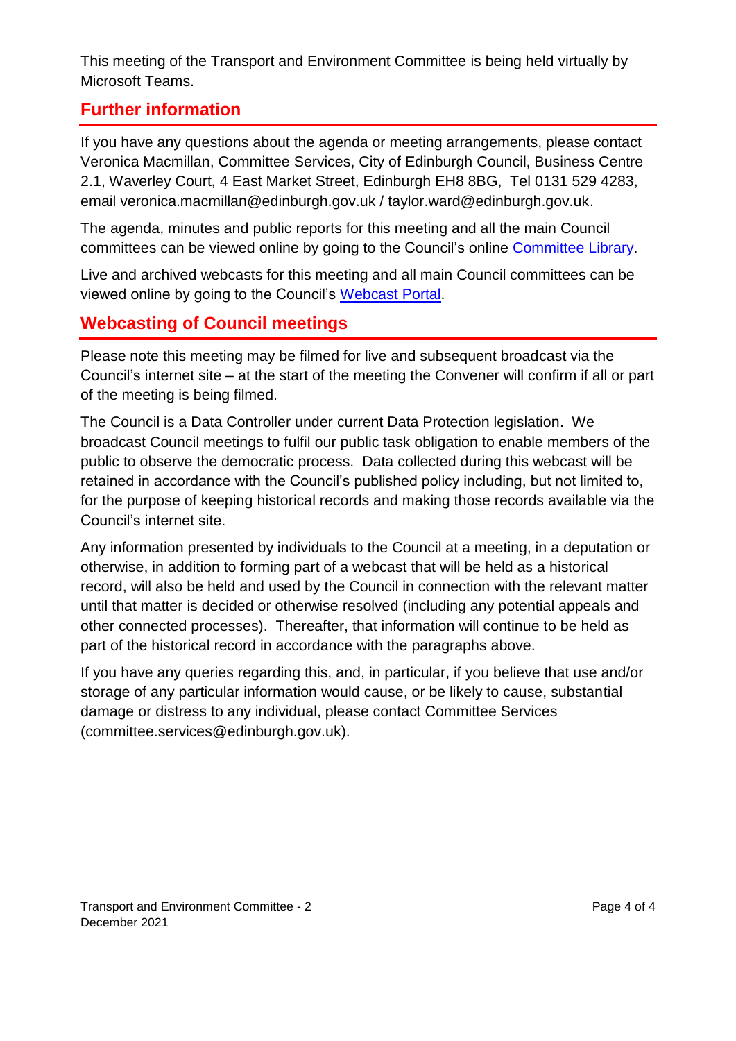This meeting of the Transport and Environment Committee is being held virtually by Microsoft Teams.

## Further information

If you have any questions about the agenda or meeting arrangements, please contact Veronica Macmillan, Committee Services, City of Edinburgh Council, Business Centre 2.1, Waverley Court, 4 East Market Street, Edinburgh EH8 8BG, Tel 0131 529 4283, email veronica.macmillan@edinburgh.gov.uk / taylor.ward@edinburgh.gov.uk.

The agenda, minutes and public reports for this meeting and all the main Council committees can be viewed online by going to the Council's online Committee Library.

Live and archived webcasts for this meeting and all main Council committees can be viewed online by going to the Council's Webcast Portal.

## Webcasting of Council meetings

Please note this meeting may be filmed for live and subsequent broadcast via the Council's internet site – at the start of the meeting the Convener will confirm if all or part of the meeting is being filmed.

The Council is a Data Controller under current Data Protection legislation. We broadcast Council meetings to fulfil our public task obligation to enable members of the public to observe the democratic process. Data collected during this webcast will be retained in accordance with the Council's published policy including, but not limited to, for the purpose of keeping historical records and making those records available via the Council's internet site.

Any information presented by individuals to the Council at a meeting, in a deputation or otherwise, in addition to forming part of a webcast that will be held as a historical record, will also be held and used by the Council in connection with the relevant matter until that matter is decided or otherwise resolved (including any potential appeals and other connected processes). Thereafter, that information will continue to be held as part of the historical record in accordance with the paragraphs above.

If you have any queries regarding this, and, in particular, if you believe that use and/or storage of any particular information would cause, or be likely to cause, substantial damage or distress to any individual, please contact Committee Services (committee.services@edinburgh.gov.uk).